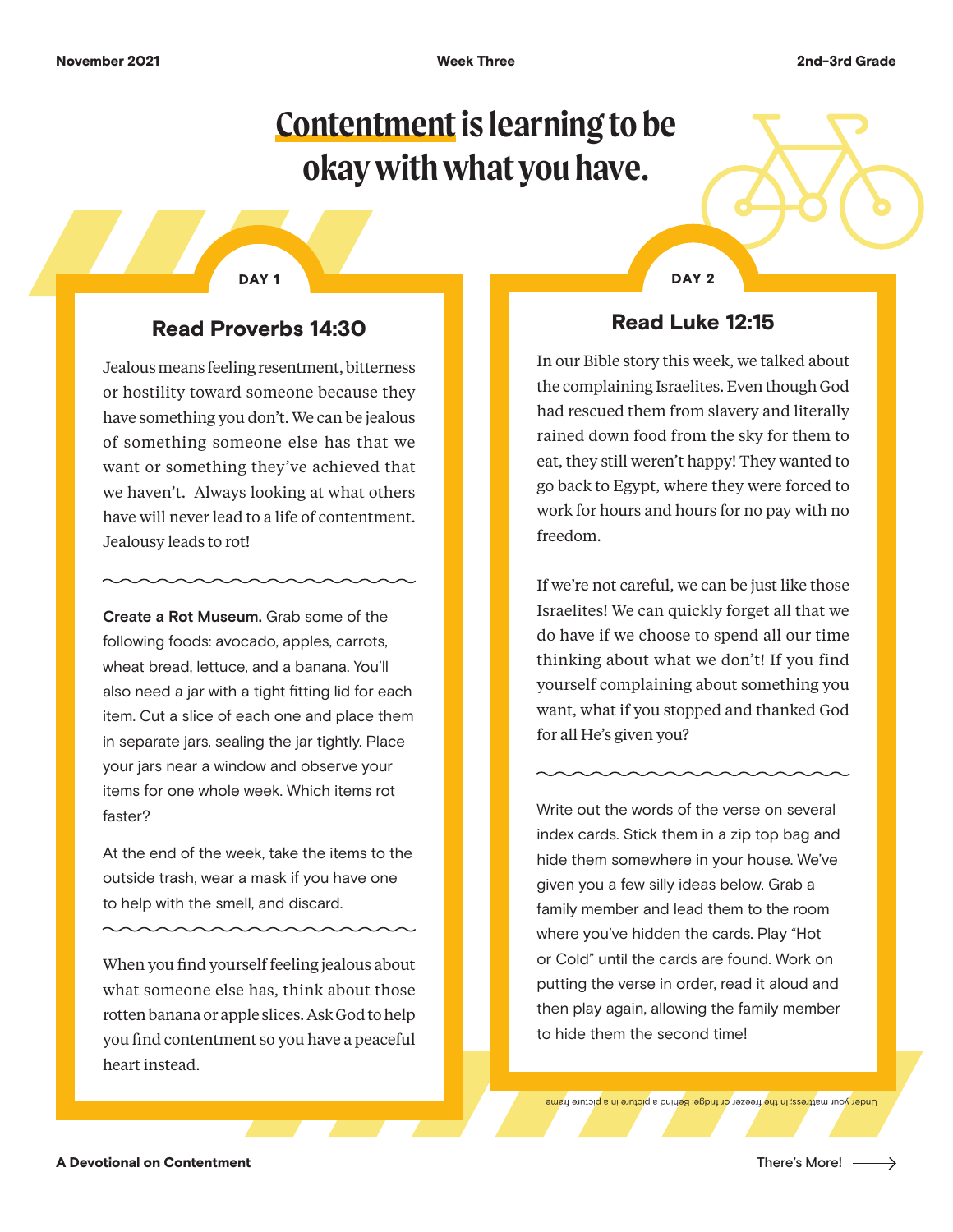November 2021 | Week Three | 2nd-3rd Grade

# Contentment is learning to be okay with what you have.

## DAY 1

### Read Proverbs 14:30

Jealous means feeling resentment, bitterness or hostility toward someone because they have something you don't. We can be jealous of something someone else has that we want or something they've achieved that we haven't. Always looking at what others have will never lead to a life of contentment. Jealousy leads to rot!

**Create a Rot Museum.** Grab some of the following foods: avocado, apples, carrots, wheat bread, lettuce, and a banana. You'll also need a jar with a tight fitting lid for each item. Cut a slice of each one and place them in separate jars, sealing the jar tightly. Place your jars near a window and observe your items for one whole week. Which items rot faster?

At the end of the week, take the items to the outside trash, wear a mask if you have one to help with the smell, and discard.

When you find yourself feeling jealous about what someone else has, think about those rotten banana or apple slices. Ask God to help you find contentment so you have a peaceful heart instead.

## DAY 2

### Read Luke 12:15

In our Bible story this week, we talked about the complaining Israelites. Even though God had rescued them from slavery and literally rained down food from the sky for them to eat, they still weren't happy! They wanted to go back to Egypt, where they were forced to work for hours and hours for no pay with no freedom.

If we're not careful, we can be just like those Israelites! We can quickly forget all that we do have if we choose to spend all our time thinking about what we don't! If you find yourself complaining about something you want, what if you stopped and thanked God for all He's given you?

Write out the words of the verse on several index cards. Stick them in a zip top bag and hide them somewhere in your house. We've given you a few silly ideas below. Grab a family member and lead them to the room where you've hidden the cards. Play "Hot or Cold" until the cards are found. Work on putting the verse in order, read it aloud and then play again, allowing the family member to hide them the second time!

Under your mattress; In the freezer or fridge; Behind a picture in a picture frame

A Devotional on Contentment

There's More!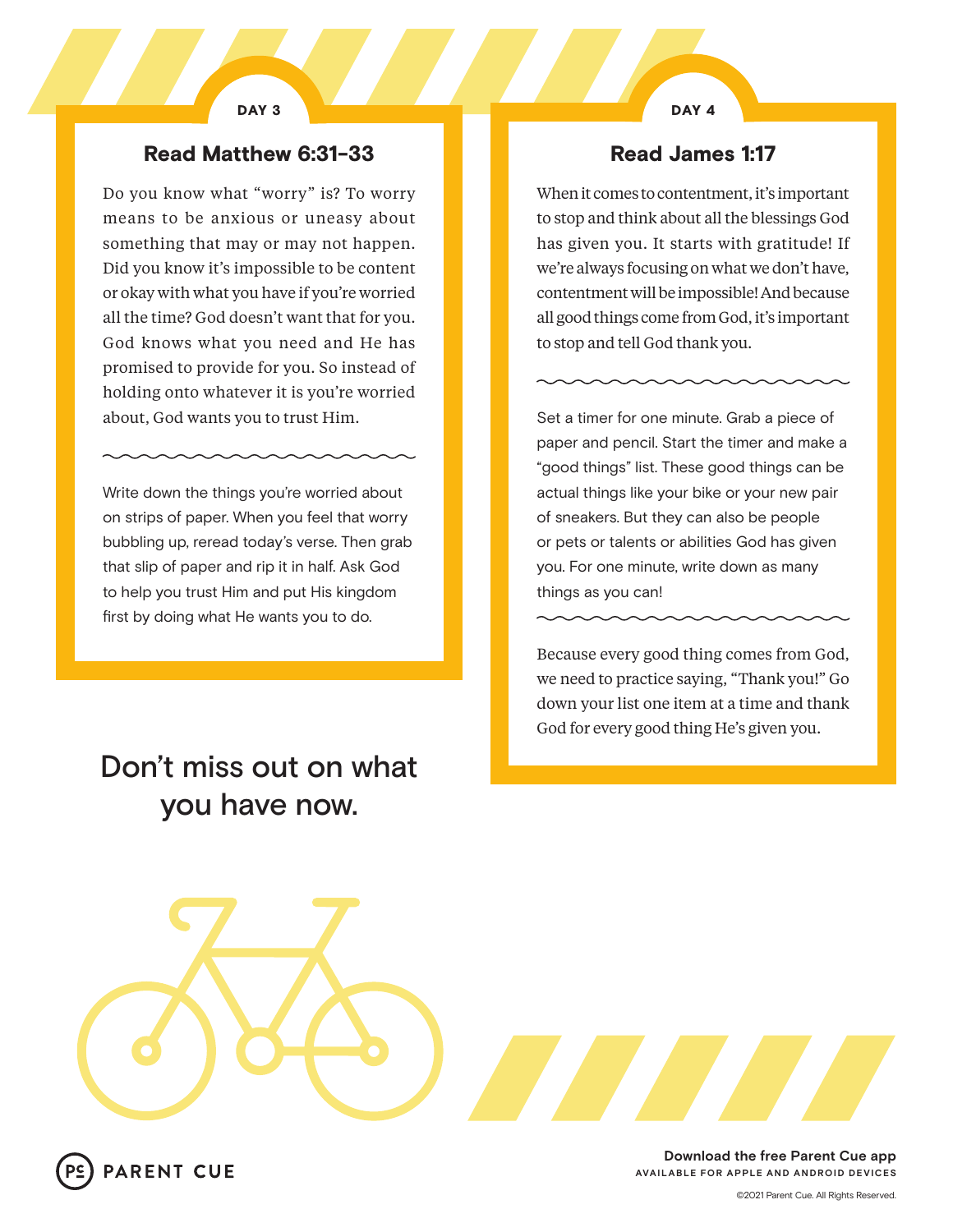## DAY 3

### Read Matthew 6:31-33

Do you know what "worry" is? To worry means to be anxious or uneasy about something that may or may not happen. Did you know it's impossible to be content or okay with what you have if you're worried all the time? God doesn't want that for you. God knows what you need and He has promised to provide for you. So instead of holding onto whatever it is you're worried about, God wants you to trust Him.

Write down the things you're worried about on strips of paper. When you feel that worry bubbling up, reread today's verse. Then grab that slip of paper and rip it in half. Ask God to help you trust Him and put His kingdom first by doing what He wants you to do.

## DAY 4

### Read James 1:17

When it comes to contentment, it's important to stop and think about all the blessings God has given you. It starts with gratitude! If we're always focusing on what we don't have, contentment will be impossible! And because all good things come from God, it's important to stop and tell God thank you.

Set a timer for one minute. Grab a piece of paper and pencil. Start the timer and make a "good things" list. These good things can be actual things like your bike or your new pair of sneakers. But they can also be people or pets or talents or abilities God has given you. For one minute, write down as many things as you can!

Because every good thing comes from God, we need to practice saying, "Thank you!" Go down your list one item at a time and thank God for every good thing He's given you.

Don't miss out on what you have now.

PARENT CUE

**Download the free Parent Cue app**
AVAILABLE FOR APPLE AND ANDROID DEVICES

©2021 Parent Cue. All Rights Reserved.